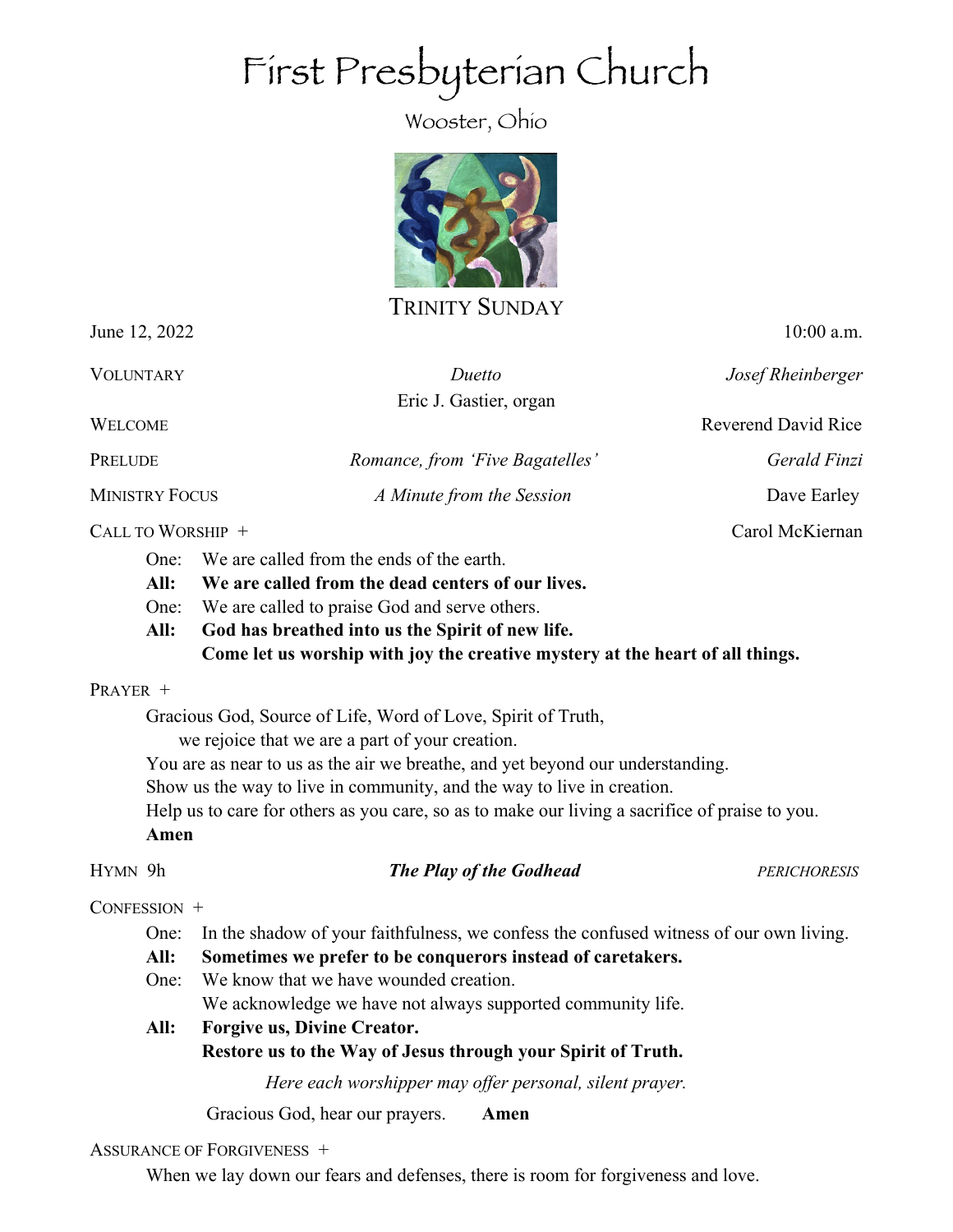# First Presbyterian Church

Wooster, Ohio

## TRINITY SUNDAY

June 12, 2022 — 10:00 a.m.

VOLUNTARY — *Duetto* — *Josef Rheinberger*
Eric J. Gastier, organ

WELCOME — Reverend David Rice

PRELUDE — *Romance, from 'Five Bagatelles'* — *Gerald Finzi*

MINISTRY FOCUS — *A Minute from the Session* — Dave Earley

CALL TO WORSHIP + — Carol McKiernan

One: We are called from the ends of the earth.
**All: We are called from the dead centers of our lives.**
One: We are called to praise God and serve others.
**All: God has breathed into us the Spirit of new life.**
**Come let us worship with joy the creative mystery at the heart of all things.**

PRAYER +

Gracious God, Source of Life, Word of Love, Spirit of Truth,
we rejoice that we are a part of your creation.
You are as near to us as the air we breathe, and yet beyond our understanding.
Show us the way to live in community, and the way to live in creation.
Help us to care for others as you care, so as to make our living a sacrifice of praise to you.
**Amen**

HYMN 9h — ***The Play of the Godhead*** — *PERICHORESIS*

CONFESSION +

One: In the shadow of your faithfulness, we confess the confused witness of our own living.
**All: Sometimes we prefer to be conquerors instead of caretakers.**
One: We know that we have wounded creation.
We acknowledge we have not always supported community life.
**All: Forgive us, Divine Creator.**
**Restore us to the Way of Jesus through your Spirit of Truth.**

*Here each worshipper may offer personal, silent prayer.*

Gracious God, hear our prayers. **Amen**

ASSURANCE OF FORGIVENESS +

When we lay down our fears and defenses, there is room for forgiveness and love.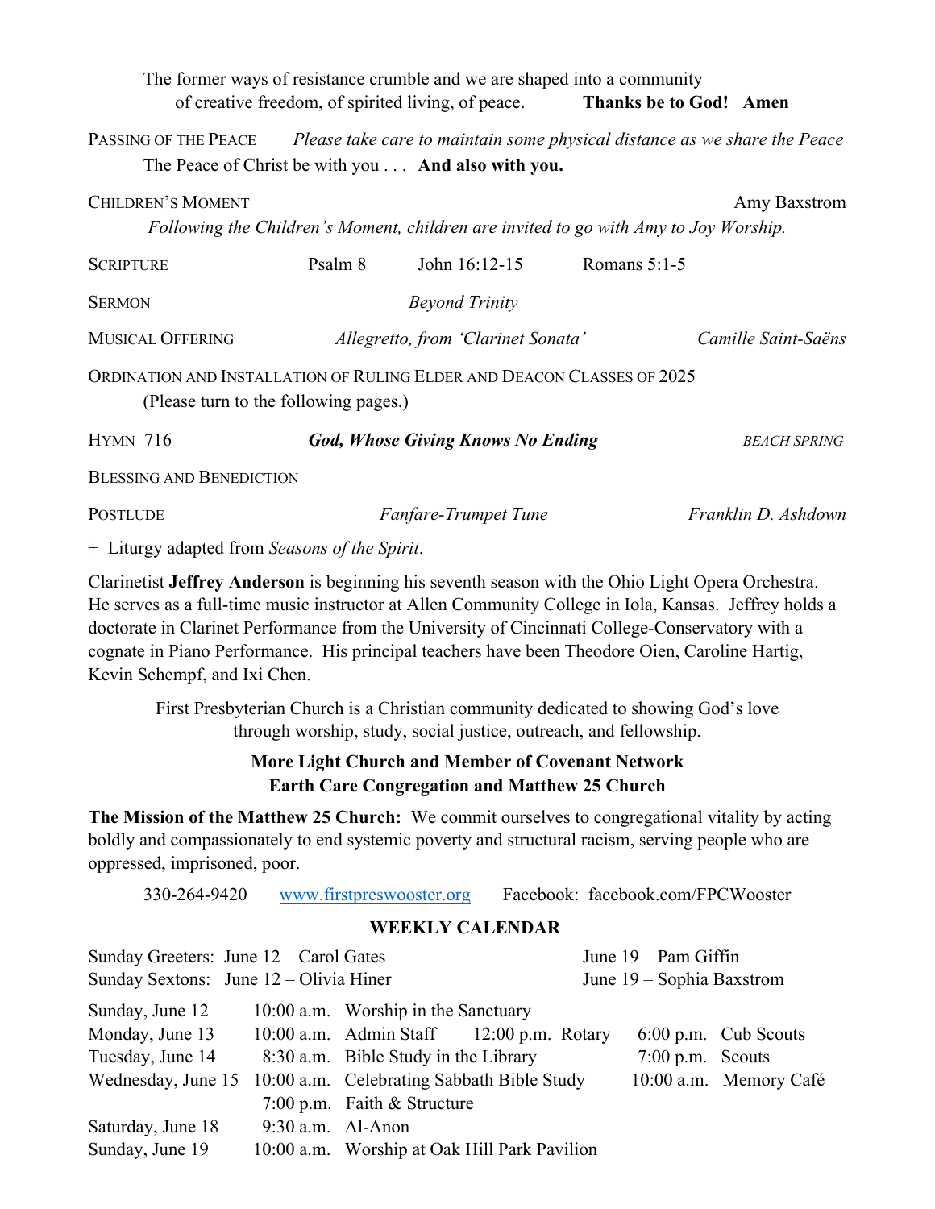The former ways of resistance crumble and we are shaped into a community of creative freedom, of spirited living, of peace. **Thanks be to God! Amen**

PASSING OF THE PEACE *Please take care to maintain some physical distance as we share the Peace*

The Peace of Christ be with you . . . **And also with you.**

CHILDREN'S MOMENT Amy Baxstrom

*Following the Children's Moment, children are invited to go with Amy to Joy Worship.*

SCRIPTURE Psalm 8 John 16:12-15 Romans 5:1-5

SERMON *Beyond Trinity*

MUSICAL OFFERING *Allegretto, from 'Clarinet Sonata'* *Camille Saint-Saëns*

ORDINATION AND INSTALLATION OF RULING ELDER AND DEACON CLASSES OF 2025

(Please turn to the following pages.)

HYMN 716 ***God, Whose Giving Knows No Ending*** *BEACH SPRING*

BLESSING AND BENEDICTION

POSTLUDE *Fanfare-Trumpet Tune* *Franklin D. Ashdown*

+ Liturgy adapted from *Seasons of the Spirit*.

Clarinetist **Jeffrey Anderson** is beginning his seventh season with the Ohio Light Opera Orchestra. He serves as a full-time music instructor at Allen Community College in Iola, Kansas. Jeffrey holds a doctorate in Clarinet Performance from the University of Cincinnati College-Conservatory with a cognate in Piano Performance. His principal teachers have been Theodore Oien, Caroline Hartig, Kevin Schempf, and Ixi Chen.

First Presbyterian Church is a Christian community dedicated to showing God's love through worship, study, social justice, outreach, and fellowship.

**More Light Church and Member of Covenant Network**
**Earth Care Congregation and Matthew 25 Church**

**The Mission of the Matthew 25 Church:** We commit ourselves to congregational vitality by acting boldly and compassionately to end systemic poverty and structural racism, serving people who are oppressed, imprisoned, poor.

330-264-9420 [www.firstpreswooster.org](http://www.firstpreswooster.org) Facebook: facebook.com/FPCWooster

## WEEKLY CALENDAR

Sunday Greeters: June 12 – Carol Gates June 19 – Pam Giffin
Sunday Sextons: June 12 – Olivia Hiner June 19 – Sophia Baxstrom

| | | | | |
|---|---|---|---|---|
| Sunday, June 12 | 10:00 a.m. Worship in the Sanctuary | | | |
| Monday, June 13 | 10:00 a.m. Admin Staff | 12:00 p.m. Rotary | 6:00 p.m. Cub Scouts | |
| Tuesday, June 14 | 8:30 a.m. Bible Study in the Library | | 7:00 p.m. Scouts | |
| Wednesday, June 15 | 10:00 a.m. Celebrating Sabbath Bible Study | | 10:00 a.m. Memory Café | |
| | 7:00 p.m. Faith & Structure | | | |
| Saturday, June 18 | 9:30 a.m. Al-Anon | | | |
| Sunday, June 19 | 10:00 a.m. Worship at Oak Hill Park Pavilion | | | |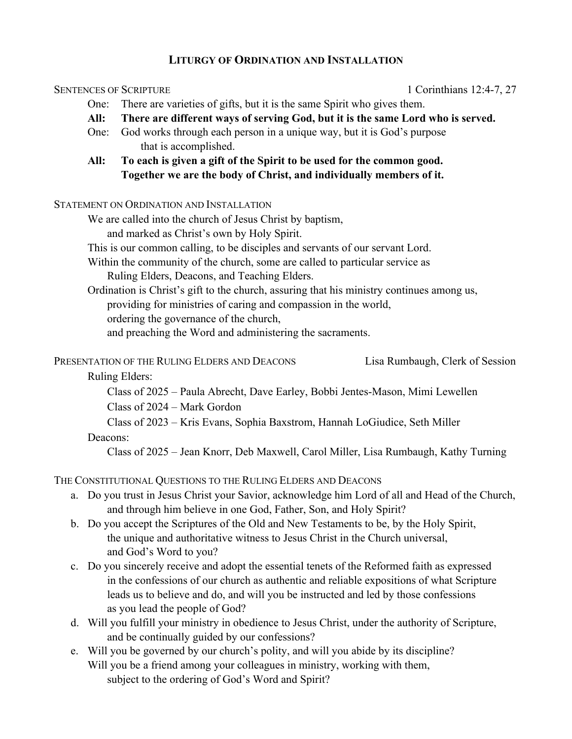## LITURGY OF ORDINATION AND INSTALLATION

SENTENCES OF SCRIPTURE — 1 Corinthians 12:4-7, 27

One: There are varieties of gifts, but it is the same Spirit who gives them.

**All: There are different ways of serving God, but it is the same Lord who is served.**

One: God works through each person in a unique way, but it is God's purpose that is accomplished.

**All: To each is given a gift of the Spirit to be used for the common good. Together we are the body of Christ, and individually members of it.**

STATEMENT ON ORDINATION AND INSTALLATION

We are called into the church of Jesus Christ by baptism,
and marked as Christ's own by Holy Spirit.
This is our common calling, to be disciples and servants of our servant Lord.
Within the community of the church, some are called to particular service as
Ruling Elders, Deacons, and Teaching Elders.
Ordination is Christ's gift to the church, assuring that his ministry continues among us,
providing for ministries of caring and compassion in the world,
ordering the governance of the church,
and preaching the Word and administering the sacraments.

PRESENTATION OF THE RULING ELDERS AND DEACONS — Lisa Rumbaugh, Clerk of Session

Ruling Elders:

- Class of 2025 – Paula Abrecht, Dave Earley, Bobbi Jentes-Mason, Mimi Lewellen
- Class of 2024 – Mark Gordon
- Class of 2023 – Kris Evans, Sophia Baxstrom, Hannah LoGiudice, Seth Miller

Deacons:

- Class of 2025 – Jean Knorr, Deb Maxwell, Carol Miller, Lisa Rumbaugh, Kathy Turning

THE CONSTITUTIONAL QUESTIONS TO THE RULING ELDERS AND DEACONS

a. Do you trust in Jesus Christ your Savior, acknowledge him Lord of all and Head of the Church, and through him believe in one God, Father, Son, and Holy Spirit?

b. Do you accept the Scriptures of the Old and New Testaments to be, by the Holy Spirit, the unique and authoritative witness to Jesus Christ in the Church universal, and God's Word to you?

c. Do you sincerely receive and adopt the essential tenets of the Reformed faith as expressed in the confessions of our church as authentic and reliable expositions of what Scripture leads us to believe and do, and will you be instructed and led by those confessions as you lead the people of God?

d. Will you fulfill your ministry in obedience to Jesus Christ, under the authority of Scripture, and be continually guided by our confessions?

e. Will you be governed by our church's polity, and will you abide by its discipline? Will you be a friend among your colleagues in ministry, working with them, subject to the ordering of God's Word and Spirit?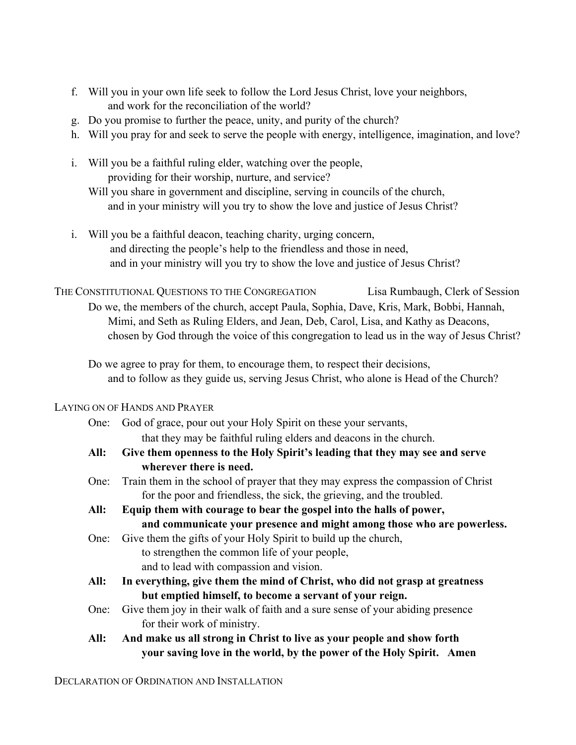f. Will you in your own life seek to follow the Lord Jesus Christ, love your neighbors, and work for the reconciliation of the world?

g. Do you promise to further the peace, unity, and purity of the church?

h. Will you pray for and seek to serve the people with energy, intelligence, imagination, and love?

i. Will you be a faithful ruling elder, watching over the people, providing for their worship, nurture, and service?
Will you share in government and discipline, serving in councils of the church, and in your ministry will you try to show the love and justice of Jesus Christ?

i. Will you be a faithful deacon, teaching charity, urging concern, and directing the people's help to the friendless and those in need, and in your ministry will you try to show the love and justice of Jesus Christ?

THE CONSTITUTIONAL QUESTIONS TO THE CONGREGATION — Lisa Rumbaugh, Clerk of Session

Do we, the members of the church, accept Paula, Sophia, Dave, Kris, Mark, Bobbi, Hannah, Mimi, and Seth as Ruling Elders, and Jean, Deb, Carol, Lisa, and Kathy as Deacons, chosen by God through the voice of this congregation to lead us in the way of Jesus Christ?

Do we agree to pray for them, to encourage them, to respect their decisions, and to follow as they guide us, serving Jesus Christ, who alone is Head of the Church?

LAYING ON OF HANDS AND PRAYER

One: God of grace, pour out your Holy Spirit on these your servants, that they may be faithful ruling elders and deacons in the church.

**All: Give them openness to the Holy Spirit's leading that they may see and serve wherever there is need.**

One: Train them in the school of prayer that they may express the compassion of Christ for the poor and friendless, the sick, the grieving, and the troubled.

**All: Equip them with courage to bear the gospel into the halls of power, and communicate your presence and might among those who are powerless.**

One: Give them the gifts of your Holy Spirit to build up the church, to strengthen the common life of your people, and to lead with compassion and vision.

**All: In everything, give them the mind of Christ, who did not grasp at greatness but emptied himself, to become a servant of your reign.**

One: Give them joy in their walk of faith and a sure sense of your abiding presence for their work of ministry.

**All: And make us all strong in Christ to live as your people and show forth your saving love in the world, by the power of the Holy Spirit. Amen**

DECLARATION OF ORDINATION AND INSTALLATION